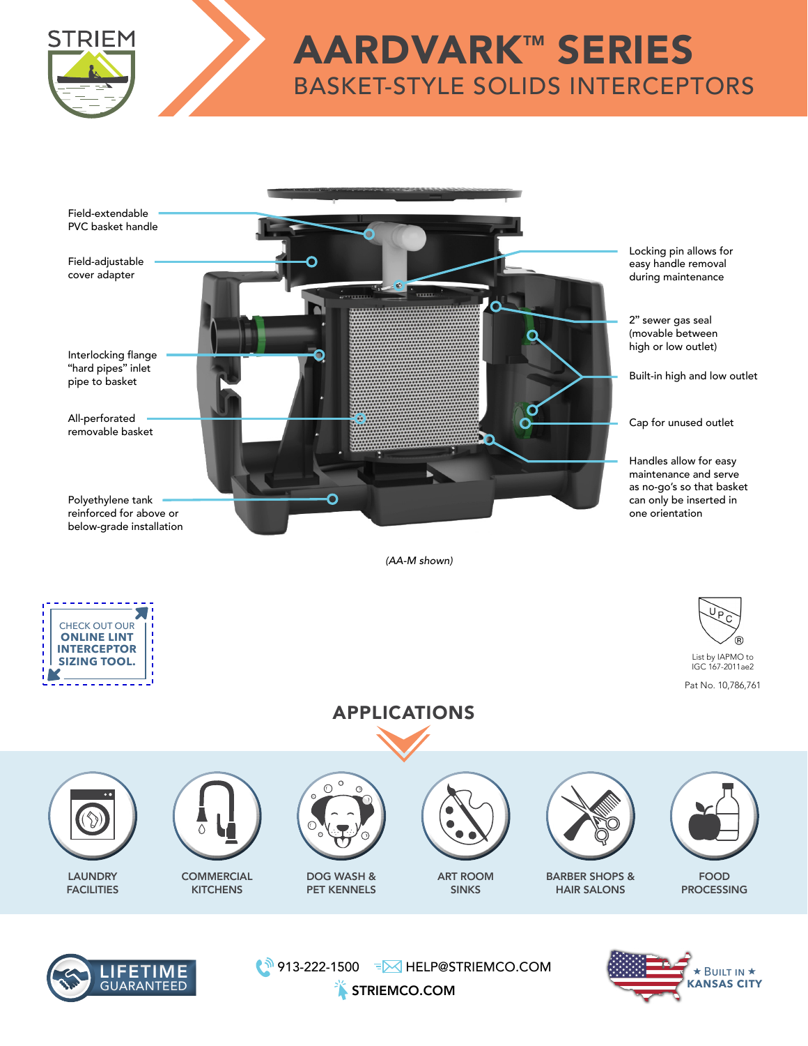STRIEM

# AARDVARK™ SERIES

## BASKET-STYLE SOLIDS INTERCEPTORS

- Field-extendable PVC basket handle
- Field-adjustable cover adapter
- Interlocking flange "hard pipes" inlet pipe to basket
- All-perforated removable basket
- Polyethylene tank reinforced for above or below-grade installation
- Locking pin allows for easy handle removal during maintenance
- 2" sewer gas seal (movable between high or low outlet)
- Built-in high and low outlet
- Cap for unused outlet
- Handles allow for easy maintenance and serve as no-go's so that basket can only be inserted in one orientation

*(AA-M shown)*

CHECK OUT OUR **ONLINE LINT INTERCEPTOR SIZING TOOL.**

UPC® List by IAPMO to IGC 167-2011ae2

Pat No. 10,786,761

## APPLICATIONS

- LAUNDRY FACILITIES
- COMMERCIAL KITCHENS
- DOG WASH & PET KENNELS
- ART ROOM SINKS
- BARBER SHOPS & HAIR SALONS
- FOOD PROCESSING

LIFETIME GUARANTEED

913-222-1500 HELP@STRIEMCO.COM

STRIEMCO.COM

★ BUILT IN ★ KANSAS CITY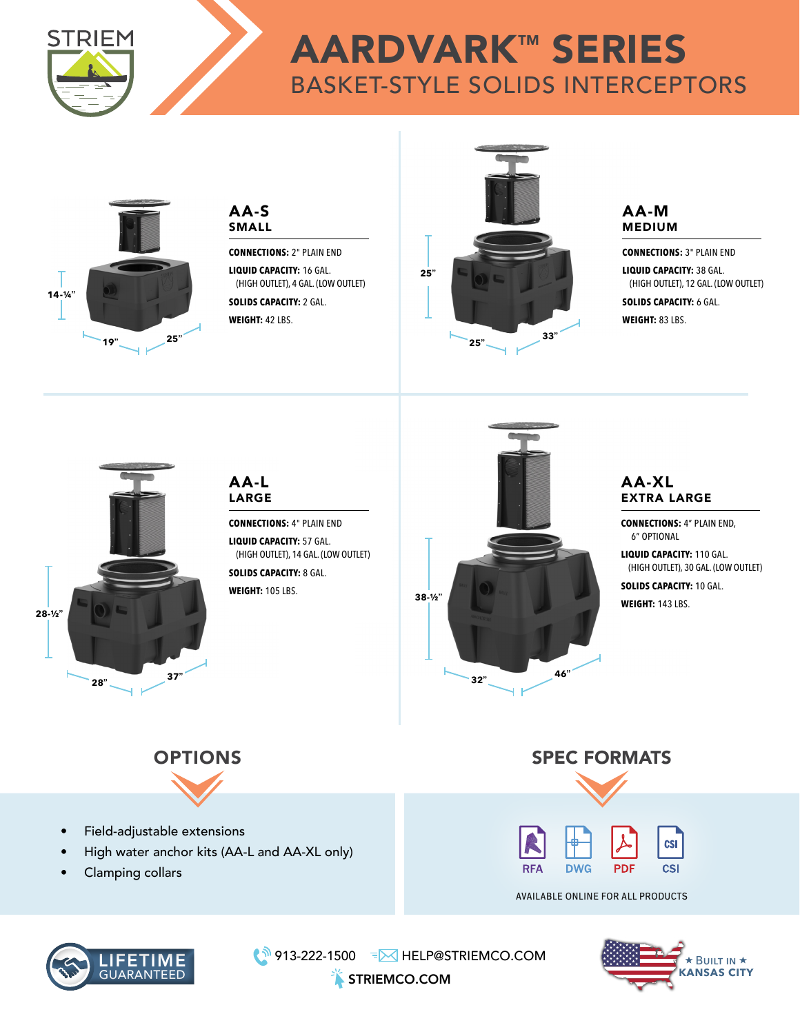STRIEM

# AARDVARK™ SERIES

## BASKET-STYLE SOLIDS INTERCEPTORS

14-¼”
19”
25”

### AA-S
**SMALL**

**CONNECTIONS:** 2" PLAIN END

**LIQUID CAPACITY:** 16 GAL. (HIGH OUTLET), 4 GAL. (LOW OUTLET)

**SOLIDS CAPACITY:** 2 GAL.

**WEIGHT:** 42 LBS.

25”
25”
33”

### AA-M
**MEDIUM**

**CONNECTIONS:** 3" PLAIN END

**LIQUID CAPACITY:** 38 GAL. (HIGH OUTLET), 12 GAL. (LOW OUTLET)

**SOLIDS CAPACITY:** 6 GAL.

**WEIGHT:** 83 LBS.

28-½”
28”
37”

### AA-L
**LARGE**

**CONNECTIONS:** 4" PLAIN END

**LIQUID CAPACITY:** 57 GAL. (HIGH OUTLET), 14 GAL. (LOW OUTLET)

**SOLIDS CAPACITY:** 8 GAL.

**WEIGHT:** 105 LBS.

38-½”
32”
46”

### AA-XL
**EXTRA LARGE**

**CONNECTIONS:** 4" PLAIN END, 6" OPTIONAL

**LIQUID CAPACITY:** 110 GAL. (HIGH OUTLET), 30 GAL. (LOW OUTLET)

**SOLIDS CAPACITY:** 10 GAL.

**WEIGHT:** 143 LBS.

## OPTIONS

- Field-adjustable extensions
- High water anchor kits (AA-L and AA-XL only)
- Clamping collars

## SPEC FORMATS

RFA DWG PDF CSI

AVAILABLE ONLINE FOR ALL PRODUCTS

LIFETIME GUARANTEED

913-222-1500 HELP@STRIEMCO.COM

STRIEMCO.COM

★ BUILT IN ★ KANSAS CITY